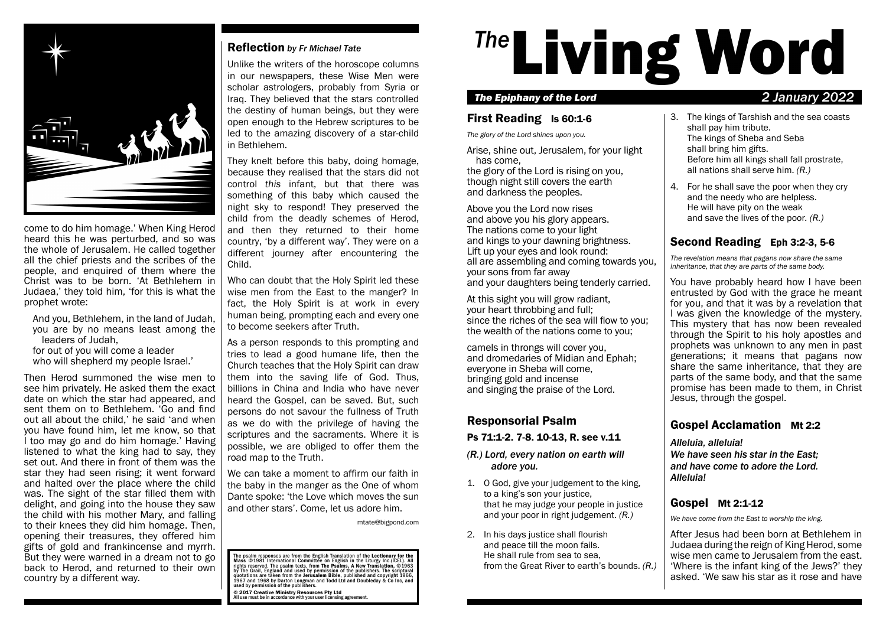# The Living Word

***The Epiphany of the Lord*** — *2 January 2022*

## First Reading Is 60:1-6

*The glory of the Lord shines upon you.*

Arise, shine out, Jerusalem, for your light has come,
the glory of the Lord is rising on you,
though night still covers the earth
and darkness the peoples.

Above you the Lord now rises
and above you his glory appears.
The nations come to your light
and kings to your dawning brightness.
Lift up your eyes and look round:
all are assembling and coming towards you,
your sons from far away
and your daughters being tenderly carried.

At this sight you will grow radiant,
your heart throbbing and full;
since the riches of the sea will flow to you;
the wealth of the nations come to you;

camels in throngs will cover you,
and dromedaries of Midian and Ephah;
everyone in Sheba will come,
bringing gold and incense
and singing the praise of the Lord.

## Responsorial Psalm

### Ps 71:1-2. 7-8. 10-13, R. see v.11

***(R.) Lord, every nation on earth will adore you.***

1. O God, give your judgement to the king,
   to a king's son your justice,
   that he may judge your people in justice
   and your poor in right judgement. *(R.)*

2. In his days justice shall flourish
   and peace till the moon fails.
   He shall rule from sea to sea,
   from the Great River to earth's bounds. *(R.)*

3. The kings of Tarshish and the sea coasts
   shall pay him tribute.
   The kings of Sheba and Seba
   shall bring him gifts.
   Before him all kings shall fall prostrate,
   all nations shall serve him. *(R.)*

4. For he shall save the poor when they cry
   and the needy who are helpless.
   He will have pity on the weak
   and save the lives of the poor. *(R.)*

## Second Reading Eph 3:2-3, 5-6

*The revelation means that pagans now share the same inheritance, that they are parts of the same body.*

You have probably heard how I have been entrusted by God with the grace he meant for you, and that it was by a revelation that I was given the knowledge of the mystery. This mystery that has now been revealed through the Spirit to his holy apostles and prophets was unknown to any men in past generations; it means that pagans now share the same inheritance, that they are parts of the same body, and that the same promise has been made to them, in Christ Jesus, through the gospel.

## Gospel Acclamation Mt 2:2

***Alleluia, alleluia!***
***We have seen his star in the East;***
***and have come to adore the Lord.***
***Alleluia!***

## Gospel Mt 2:1-12

*We have come from the East to worship the king.*

After Jesus had been born at Bethlehem in Judaea during the reign of King Herod, some wise men came to Jerusalem from the east. 'Where is the infant king of the Jews?' they asked. 'We saw his star as it rose and have come to do him homage.' When King Herod heard this he was perturbed, and so was the whole of Jerusalem. He called together all the chief priests and the scribes of the people, and enquired of them where the Christ was to be born. 'At Bethlehem in Judaea,' they told him, 'for this is what the prophet wrote:

> And you, Bethlehem, in the land of Judah,
> you are by no means least among the leaders of Judah,
> for out of you will come a leader
> who will shepherd my people Israel.'

Then Herod summoned the wise men to see him privately. He asked them the exact date on which the star had appeared, and sent them on to Bethlehem. 'Go and find out all about the child,' he said 'and when you have found him, let me know, so that I too may go and do him homage.' Having listened to what the king had to say, they set out. And there in front of them was the star they had seen rising; it went forward and halted over the place where the child was. The sight of the star filled them with delight, and going into the house they saw the child with his mother Mary, and falling to their knees they did him homage. Then, opening their treasures, they offered him gifts of gold and frankincense and myrrh. But they were warned in a dream not to go back to Herod, and returned to their own country by a different way.

## Reflection *by Fr Michael Tate*

Unlike the writers of the horoscope columns in our newspapers, these Wise Men were scholar astrologers, probably from Syria or Iraq. They believed that the stars controlled the destiny of human beings, but they were open enough to the Hebrew scriptures to be led to the amazing discovery of a star-child in Bethlehem.

They knelt before this baby, doing homage, because they realised that the stars did not control *this* infant, but that there was something of this baby which caused the night sky to respond! They preserved the child from the deadly schemes of Herod, and then they returned to their home country, 'by a different way'. They were on a different journey after encountering the Child.

Who can doubt that the Holy Spirit led these wise men from the East to the manger? In fact, the Holy Spirit is at work in every human being, prompting each and every one to become seekers after Truth.

As a person responds to this prompting and tries to lead a good humane life, then the Church teaches that the Holy Spirit can draw them into the saving life of God. Thus, billions in China and India who have never heard the Gospel, can be saved. But, such persons do not savour the fullness of Truth as we do with the privilege of having the scriptures and the sacraments. Where it is possible, we are obliged to offer them the road map to the Truth.

We can take a moment to affirm our faith in the baby in the manger as the One of whom Dante spoke: 'the Love which moves the sun and other stars'. Come, let us adore him.

mtate@bigpond.com

The psalm responses are from the English Translation of the **Lectionary for the Mass** ©1981 International Committee on English in the Liturgy Inc.(ICEL). All rights reserved. The psalm texts, from **The Psalms, A New Translation**, ©1963 by The Grail, England and used by permission of the publishers. The scriptural quotations are taken from the **Jerusalem Bible**, published and copyright 1966, 1967 and 1968 by Darton Longman and Todd Ltd and Doubleday & Co Inc, and used by permission of the publishers.

**© 2017 Creative Ministry Resources Pty Ltd**
All use must be in accordance with your user licensing agreement.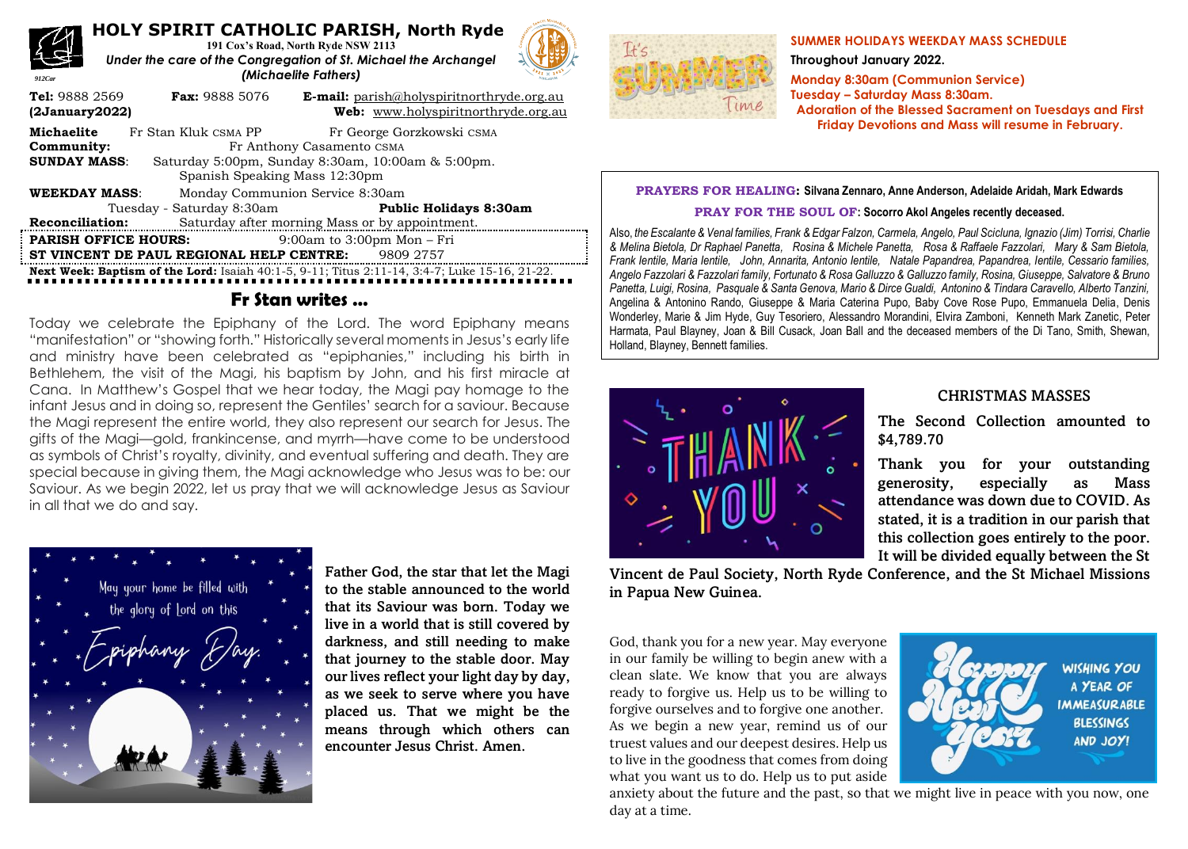# HOLY SPIRIT CATHOLIC PARISH, North Ryde

**191 Cox's Road, North Ryde NSW 2113**

***Under the care of the Congregation of St. Michael the Archangel (Michaelite Fathers)***

*912Car*

**Tel:** 9888 2569 **Fax:** 9888 5076 **E-mail:** parish@holyspiritnorthryde.org.au

**(2January2022)** **Web:** www.holyspiritnorthryde.org.au

**Michaelite Community:** Fr Stan Kluk CSMA PP Fr George Gorzkowski CSMA Fr Anthony Casamento CSMA

**SUNDAY MASS**: Saturday 5:00pm, Sunday 8:30am, 10:00am & 5:00pm. Spanish Speaking Mass 12:30pm

**WEEKDAY MASS**: Monday Communion Service 8:30am Tuesday - Saturday 8:30am **Public Holidays 8:30am**

**Reconciliation:** Saturday after morning Mass or by appointment.

**PARISH OFFICE HOURS:** 9:00am to 3:00pm Mon – Fri

**ST VINCENT DE PAUL REGIONAL HELP CENTRE:** 9809 2757

**Next Week: Baptism of the Lord:** Isaiah 40:1-5, 9-11; Titus 2:11-14, 3:4-7; Luke 15-16, 21-22.

## Fr Stan writes …

Today we celebrate the Epiphany of the Lord. The word Epiphany means "manifestation" or "showing forth." Historically several moments in Jesus's early life and ministry have been celebrated as "epiphanies," including his birth in Bethlehem, the visit of the Magi, his baptism by John, and his first miracle at Cana. In Matthew's Gospel that we hear today, the Magi pay homage to the infant Jesus and in doing so, represent the Gentiles' search for a saviour. Because the Magi represent the entire world, they also represent our search for Jesus. The gifts of the Magi—gold, frankincense, and myrrh—have come to be understood as symbols of Christ's royalty, divinity, and eventual suffering and death. They are special because in giving them, the Magi acknowledge who Jesus was to be: our Saviour. As we begin 2022, let us pray that we will acknowledge Jesus as Saviour in all that we do and say.

May your home be filled with the glory of Lord on this Epiphany Day.

**Father God, the star that let the Magi to the stable announced to the world that its Saviour was born. Today we live in a world that is still covered by darkness, and still needing to make that journey to the stable door. May our lives reflect your light day by day, as we seek to serve where you have placed us. That we might be the means through which others can encounter Jesus Christ. Amen.**

It's SUMMER Time

**SUMMER HOLIDAYS WEEKDAY MASS SCHEDULE**

**Throughout January 2022.**

**Monday 8:30am (Communion Service)**

**Tuesday – Saturday Mass 8:30am.**

**Adoration of the Blessed Sacrament on Tuesdays and First Friday Devotions and Mass will resume in February.**

**PRAYERS FOR HEALING: Silvana Zennaro, Anne Anderson, Adelaide Aridah, Mark Edwards**

**PRAY FOR THE SOUL OF: Socorro Akol Angeles recently deceased.**

Also, *the Escalante & Venal families, Frank & Edgar Falzon, Carmela, Angelo, Paul Scicluna, Ignazio (Jim) Torrisi, Charlie & Melina Bietola, Dr Raphael Panetta, Rosina & Michele Panetta, Rosa & Raffaele Fazzolari, Mary & Sam Bietola, Frank Ientile, Maria Ientile, John, Annarita, Antonio Ientile, Natale Papandrea, Papandrea, Ientile, Cessario families, Angelo Fazzolari & Fazzolari family, Fortunato & Rosa Galluzzo & Galluzzo family, Rosina, Giuseppe, Salvatore & Bruno Panetta, Luigi, Rosina, Pasquale & Santa Genova, Mario & Dirce Gualdi, Antonino & Tindara Caravello, Alberto Tanzini,* Angelina & Antonino Rando, Giuseppe & Maria Caterina Pupo, Baby Cove Rose Pupo, Emmanuela Delia, Denis Wonderley, Marie & Jim Hyde, Guy Tesoriero, Alessandro Morandini, Elvira Zamboni, Kenneth Mark Zanetic, Peter Harmata, Paul Blayney, Joan & Bill Cusack, Joan Ball and the deceased members of the Di Tano, Smith, Shewan, Holland, Blayney, Bennett families.

THANK YOU

### CHRISTMAS MASSES

**The Second Collection amounted to $4,789.70**

**Thank you for your outstanding generosity, especially as Mass attendance was down due to COVID. As stated, it is a tradition in our parish that this collection goes entirely to the poor. It will be divided equally between the St Vincent de Paul Society, North Ryde Conference, and the St Michael Missions in Papua New Guinea.**

God, thank you for a new year. May everyone in our family be willing to begin anew with a clean slate. We know that you are always ready to forgive us. Help us to be willing to forgive ourselves and to forgive one another. As we begin a new year, remind us of our truest values and our deepest desires. Help us to live in the goodness that comes from doing what you want us to do. Help us to put aside anxiety about the future and the past, so that we might live in peace with you now, one day at a time.

Happy New Year

WISHING YOU A YEAR OF IMMEASURABLE BLESSINGS AND JOY!